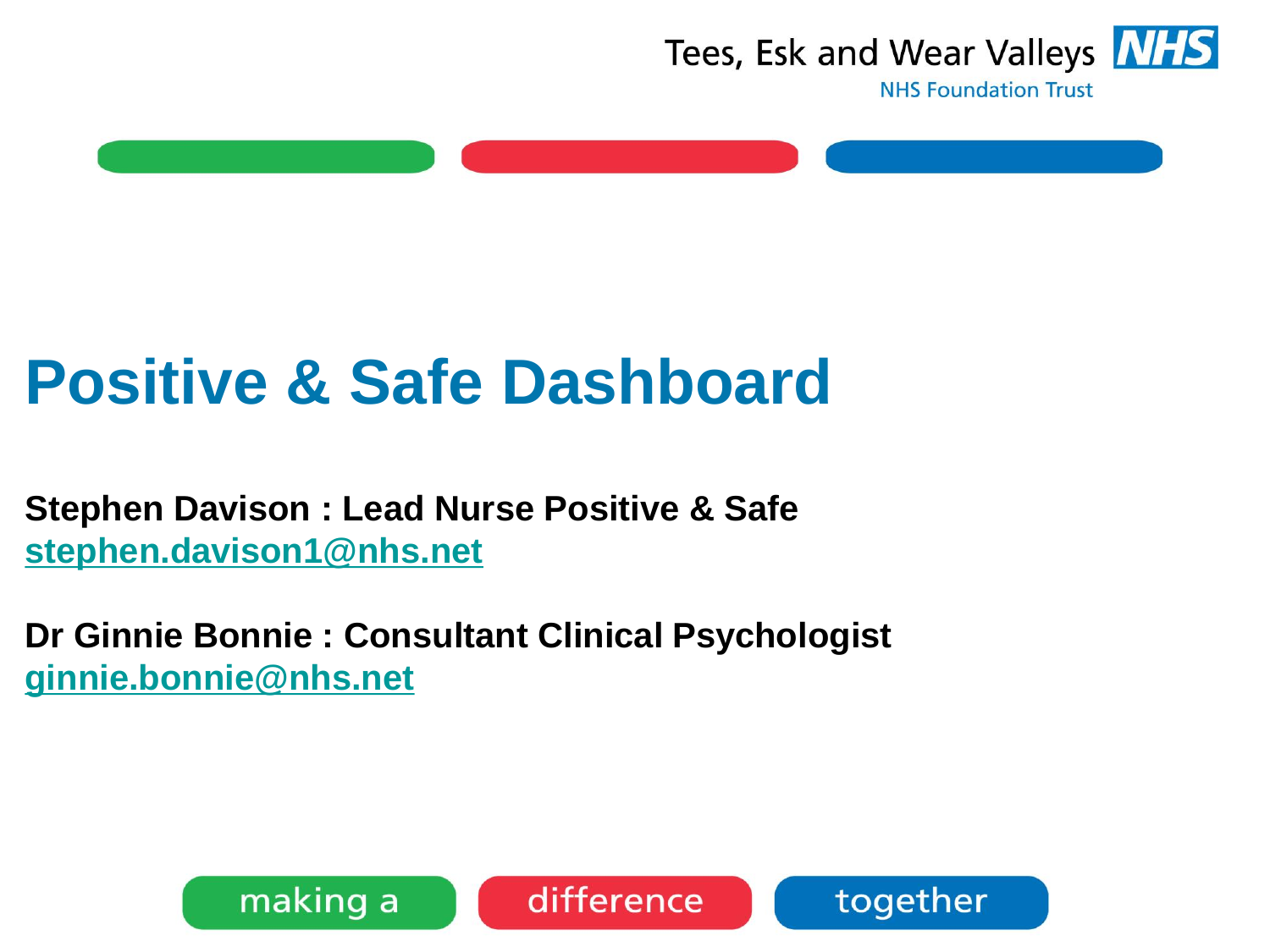Tees, Esk and Wear Valleys NHS Foundation Trust

# Positive & Safe Dashboard

**Stephen Davison : Lead Nurse Positive & Safe**
stephen.davison1@nhs.net

**Dr Ginnie Bonnie : Consultant Clinical Psychologist**
ginnie.bonnie@nhs.net

making a difference together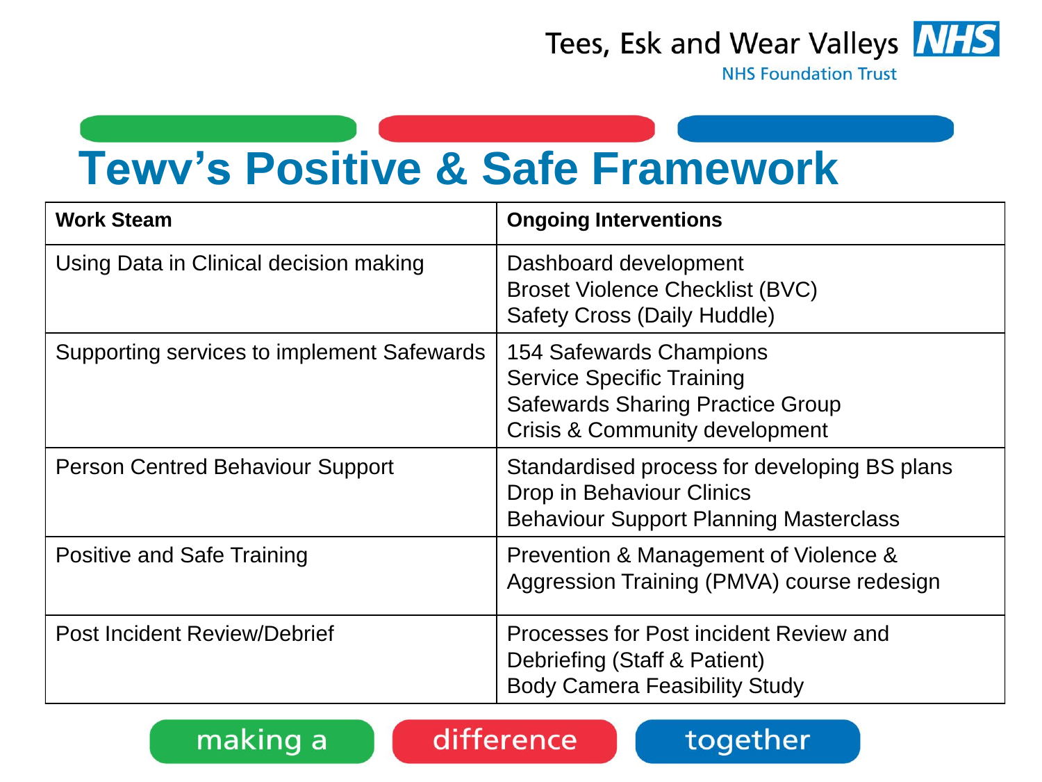# Tewv's Positive & Safe Framework

| Work Steam | Ongoing Interventions |
| --- | --- |
| Using Data in Clinical decision making | Dashboard development<br>Broset Violence Checklist (BVC)<br>Safety Cross (Daily Huddle) |
| Supporting services to implement Safewards | 154 Safewards Champions<br>Service Specific Training<br>Safewards Sharing Practice Group<br>Crisis & Community development |
| Person Centred Behaviour Support | Standardised process for developing BS plans<br>Drop in Behaviour Clinics<br>Behaviour Support Planning Masterclass |
| Positive and Safe Training | Prevention & Management of Violence & Aggression Training (PMVA) course redesign |
| Post Incident Review/Debrief | Processes for Post incident Review and Debriefing (Staff & Patient)<br>Body Camera Feasibility Study |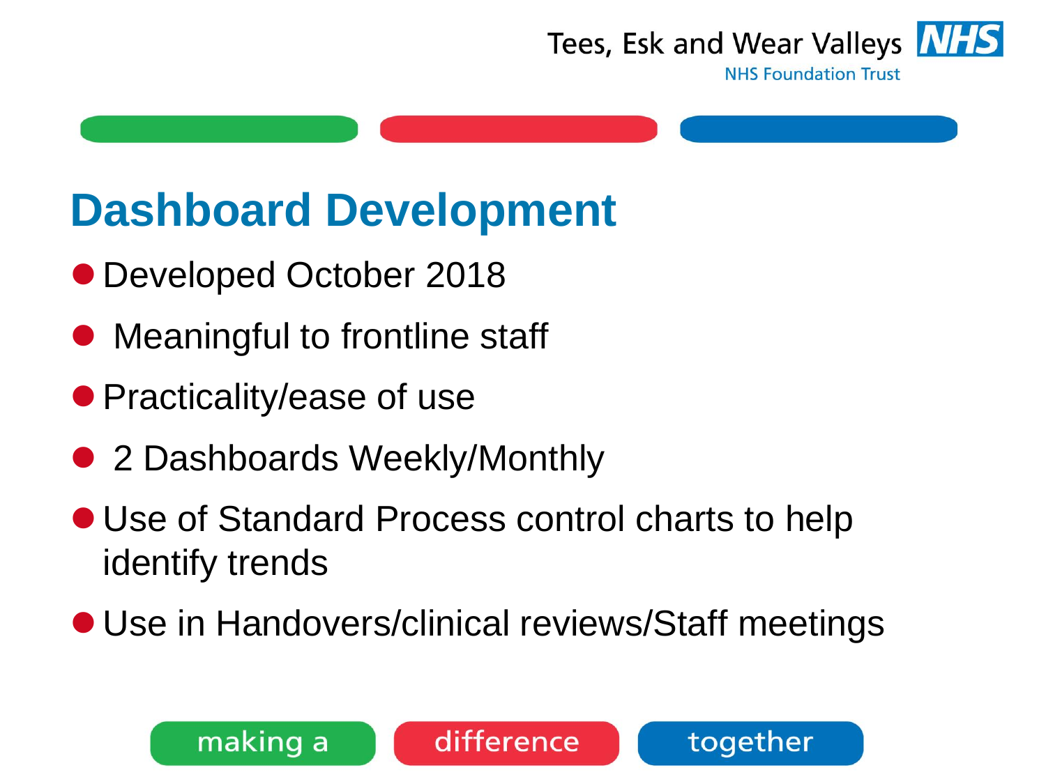# Dashboard Development

- Developed October 2018
- Meaningful to frontline staff
- Practicality/ease of use
- 2 Dashboards Weekly/Monthly
- Use of Standard Process control charts to help identify trends
- Use in Handovers/clinical reviews/Staff meetings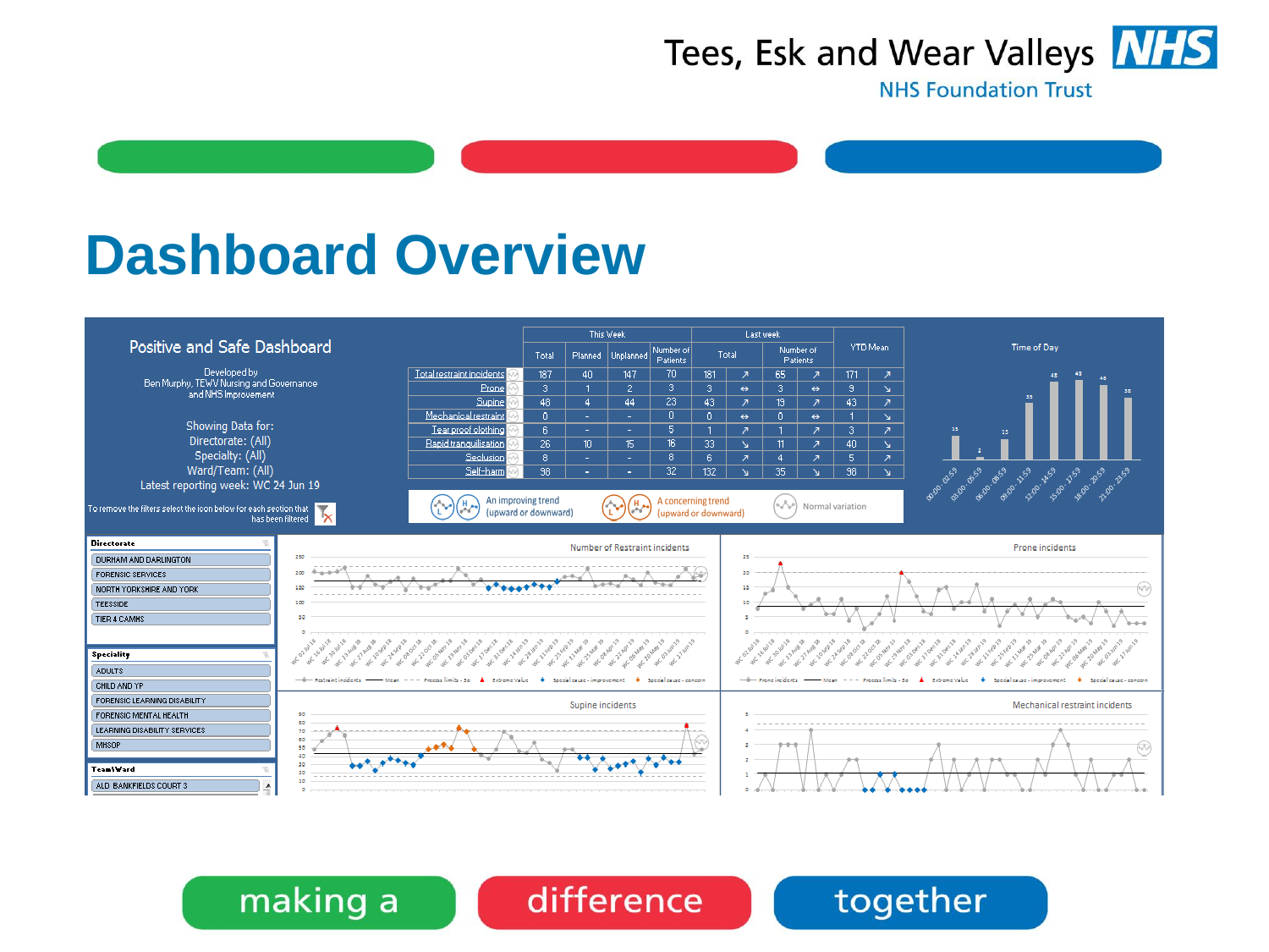# Dashboard Overview

## Positive and Safe Dashboard

Developed by
Ben Murphy, TEWV Nursing and Governance
and NHS Improvement

Showing Data for:
Directorate: (All)
Specialty: (All)
Ward/Team: (All)
Latest reporting week: WC 24 Jun 19

To remove the filters select the icon below for each section that has been filtered

| | This Week | | | | Last week | | | | YTD Mean | |
|---|---|---|---|---|---|---|---|---|---|---|
| | Total | Planned | Unplanned | Number of Patients | Total | | Number of Patients | | | |
| Total restraint incidents | 187 | 40 | 147 | 70 | 181 | ↗ | 65 | ↗ | 171 | ↗ |
| Prone | 3 | 1 | 2 | 3 | 3 | ⇔ | 3 | ⇔ | 9 | ↘ |
| Supine | 48 | 4 | 44 | 23 | 43 | ↗ | 19 | ↗ | 43 | ↗ |
| Mechanical restraint | 0 | - | - | 0 | 0 | ⇔ | 0 | ⇔ | 1 | ↘ |
| Tear proof clothing | 6 | - | - | 5 | 1 | ↗ | 1 | ↗ | 3 | ↗ |
| Rapid tranquilisation | 26 | 10 | 15 | 16 | 33 | ↘ | 11 | ↗ | 40 | ↘ |
| Seclusion | 8 | - | - | 8 | 6 | ↗ | 4 | ↗ | 5 | ↗ |
| Self-harm | 98 | - | - | 32 | 132 | ↘ | 35 | ↘ | 98 | ↘ |

An improving trend (upward or downward) | A concerning trend (upward or downward) | Normal variation

**Time of Day**

| 00:00 - 02:59 | 03:00 - 05:59 | 06:00 - 08:59 | 09:00 - 11:59 | 12:00 - 14:59 | 15:00 - 17:59 | 18:00 - 20:59 | 21:00 - 23:59 |
|---|---|---|---|---|---|---|---|
| 15 | 2 | 13 | 35 | 48 | 49 | 46 | 38 |

**Directorate**
- DURHAM AND DARLINGTON
- FORENSIC SERVICES
- NORTH YORKSHIRE AND YORK
- TEESSIDE
- TIER 4 CAMHS

**Speciality**
- ADULTS
- CHILD AND YP
- FORENSIC LEARNING DISABILITY
- FORENSIC MENTAL HEALTH
- LEARNING DISABILITY SERVICES
- MHSOP

**Team/Ward**
- ALD BANKFIELDS COURT 3

Number of Restraint incidents

Prone incidents

Supine incidents

Mechanical restraint incidents

making a difference together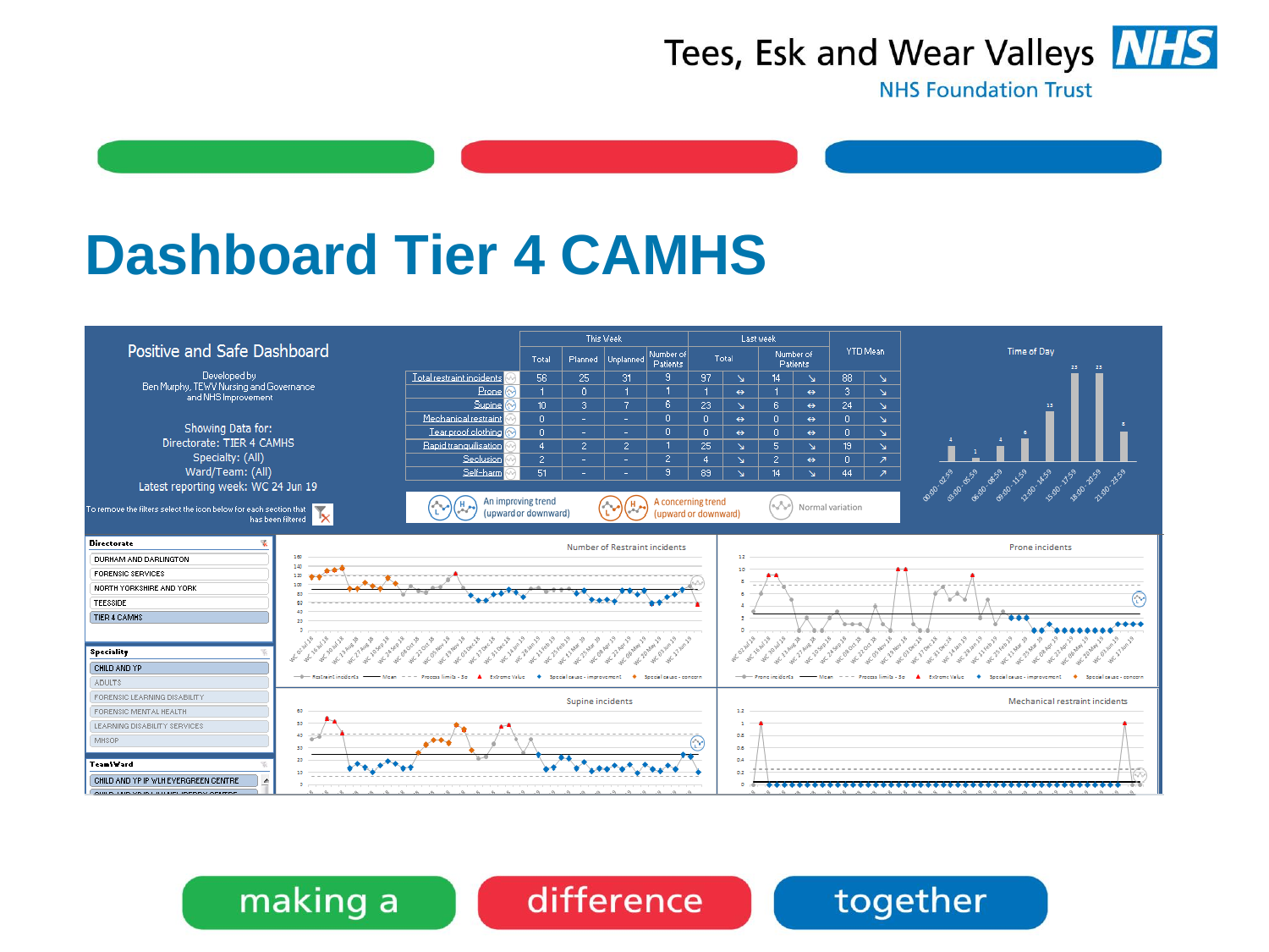# Dashboard Tier 4 CAMHS

## Positive and Safe Dashboard

Developed by
Ben Murphy, TEWV Nursing and Governance
and NHS Improvement

Showing Data for:
Directorate: TIER 4 CAMHS
Specialty: (All)
Ward/Team: (All)
Latest reporting week: WC 24 Jun 19

To remove the filters select the icon below for each section that has been filtered

| | This Week | | | | Last week | | | | YTD Mean | |
|---|---|---|---|---|---|---|---|---|---|---|
| | Total | Planned | Unplanned | Number of Patients | Total | | Number of Patients | | | |
| Total restraint incidents | 56 | 25 | 31 | 9 | 97 | ↘ | 14 | ↘ | 88 | ↘ |
| Prone | 1 | 0 | 1 | 1 | 1 | ⇔ | 1 | ⇔ | 3 | ↘ |
| Supine | 10 | 3 | 7 | 6 | 23 | ↘ | 6 | ⇔ | 24 | ↘ |
| Mechanical restraint | 0 | - | - | 0 | 0 | ⇔ | 0 | ⇔ | 0 | ↘ |
| Tear proof clothing | 0 | - | - | 0 | 0 | ⇔ | 0 | ⇔ | 0 | ↘ |
| Rapid tranquilisation | 4 | 2 | 2 | 1 | 25 | ↘ | 5 | ↘ | 19 | ↘ |
| Seclusion | 2 | - | - | 2 | 4 | ↘ | 2 | ⇔ | 0 | ↗ |
| Self-harm | 51 | - | - | 9 | 89 | ↘ | 14 | ↘ | 44 | ↗ |

An improving trend (upward or downward) | A concerning trend (upward or downward) | Normal variation

**Time of Day**

| 00:00 - 02:59 | 03:00 - 05:59 | 06:00 - 08:59 | 09:00 - 11:59 | 12:00 - 14:59 | 15:00 - 17:59 | 18:00 - 20:59 | 21:00 - 23:59 |
|---|---|---|---|---|---|---|---|
| 4 | 1 | 4 | 6 | 13 | 23 | 23 | 8 |

**Directorate**
- DURHAM AND DARLINGTON
- FORENSIC SERVICES
- NORTH YORKSHIRE AND YORK
- TEESSIDE
- TIER 4 CAMHS

**Speciality**
- CHILD AND YP
- ADULTS
- FORENSIC LEARNING DISABILITY
- FORENSIC MENTAL HEALTH
- LEARNING DISABILITY SERVICES
- MHSOP

**Team/Ward**
- CHILD AND YP IP WLH EVERGREEN CENTRE

Number of Restraint incidents

Prone incidents

Supine incidents

Mechanical restraint incidents

making a difference together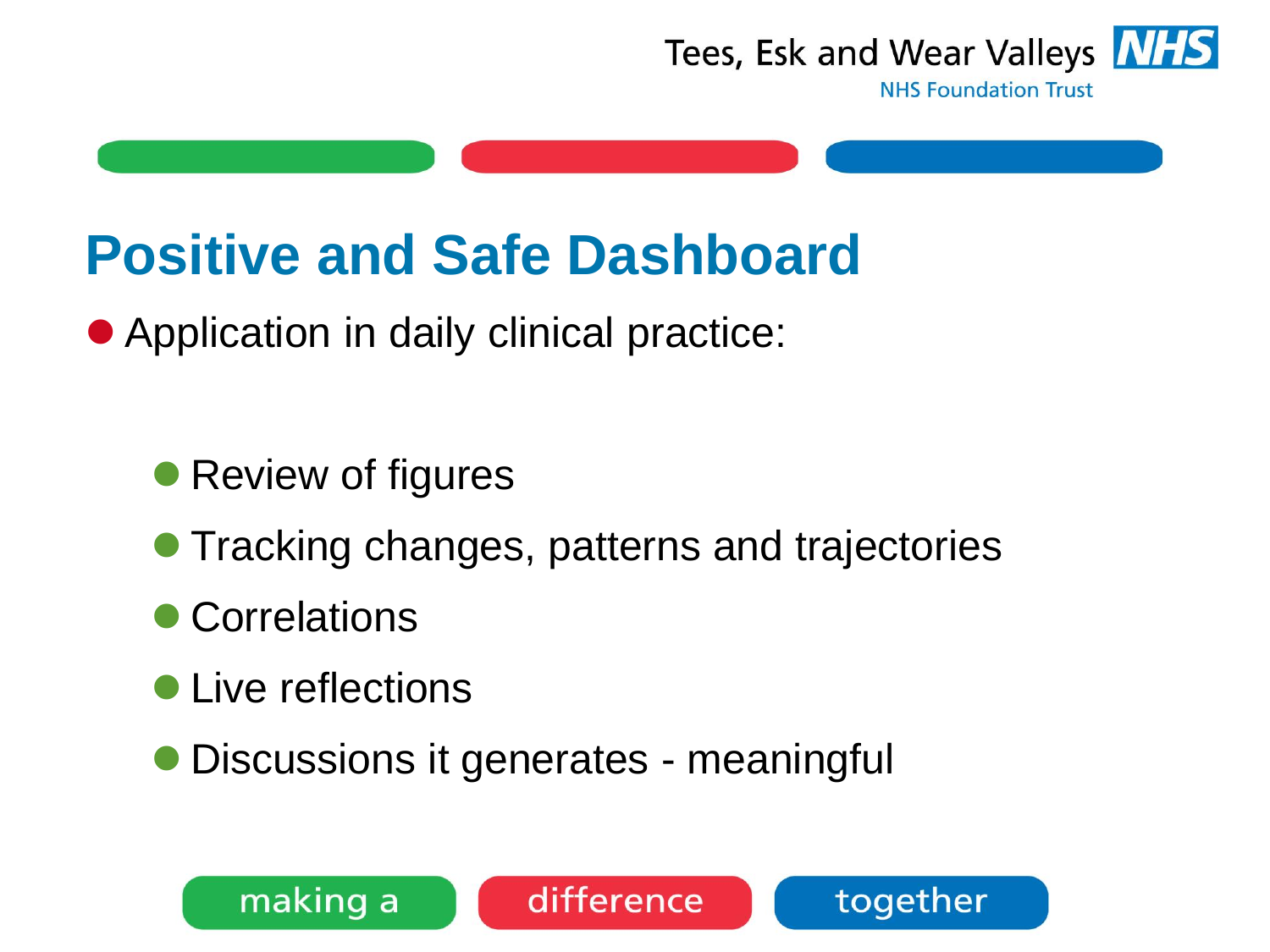# Positive and Safe Dashboard

- Application in daily clinical practice:
  - Review of figures
  - Tracking changes, patterns and trajectories
  - Correlations
  - Live reflections
  - Discussions it generates - meaningful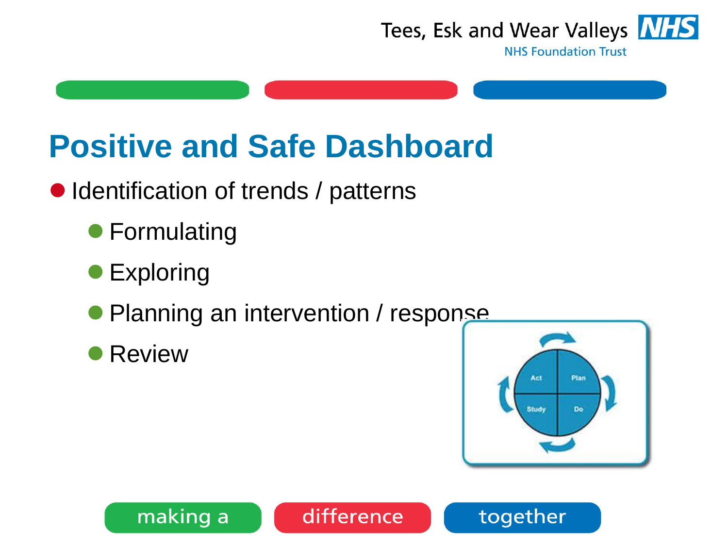# Positive and Safe Dashboard

- Identification of trends / patterns
  - Formulating
  - Exploring
  - Planning an intervention / response
  - Review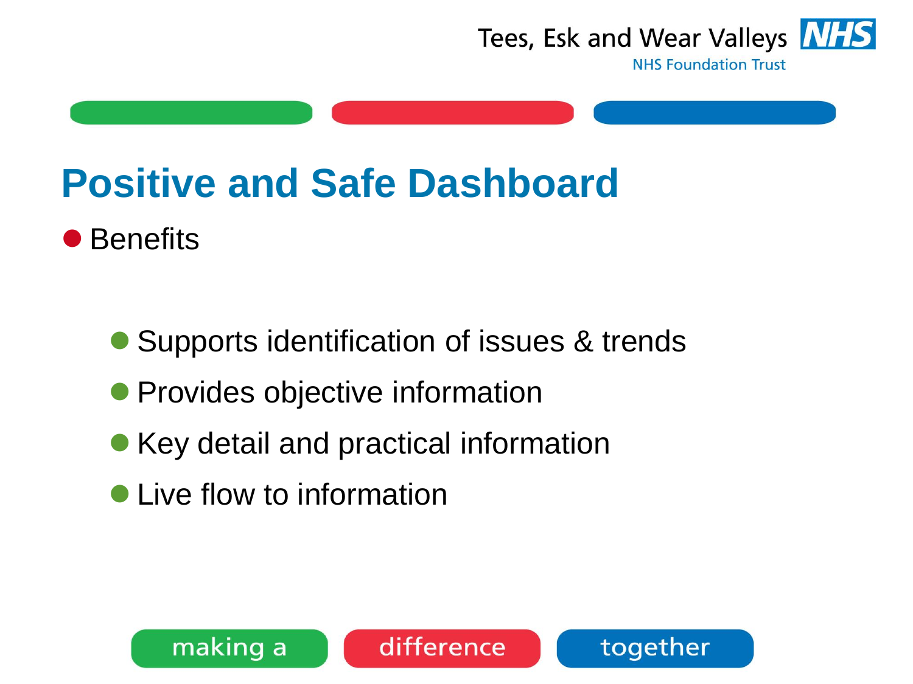# Positive and Safe Dashboard

- Benefits
  - Supports identification of issues & trends
  - Provides objective information
  - Key detail and practical information
  - Live flow to information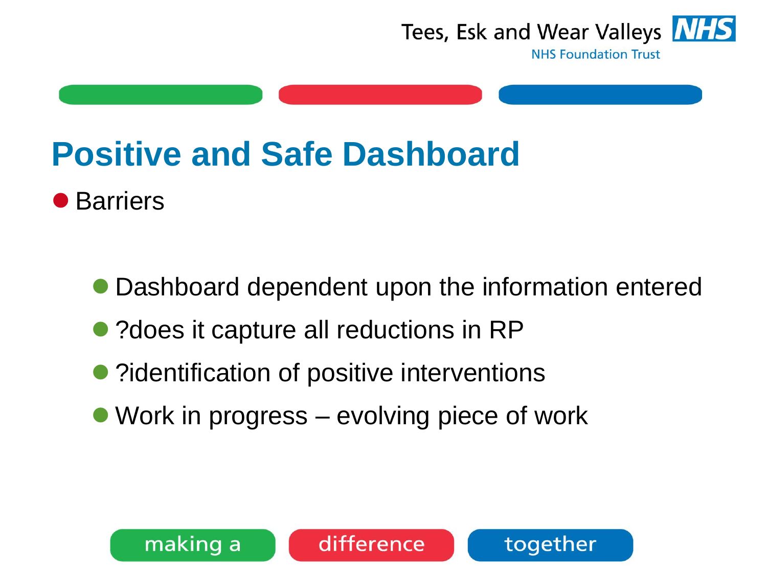# Positive and Safe Dashboard

- Barriers
  - Dashboard dependent upon the information entered
  - ?does it capture all reductions in RP
  - ?identification of positive interventions
  - Work in progress – evolving piece of work